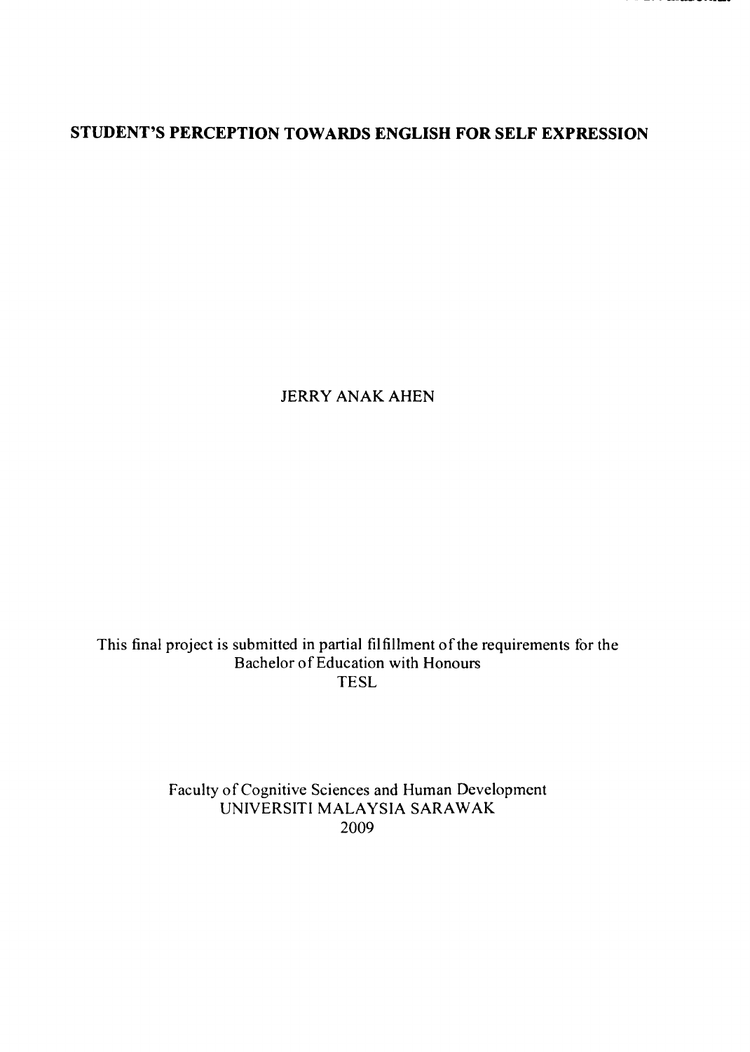# STUDENT'S PERCEPTION TOWARDS ENGLISH FOR SELF EXPRESSION

JERRY ANAK AHEN

This final project is submitted in partial filfillment of the requirements for the
Bachelor of Education with Honours
TESL

Faculty of Cognitive Sciences and Human Development
UNIVERSITI MALAYSIA SARAWAK
2009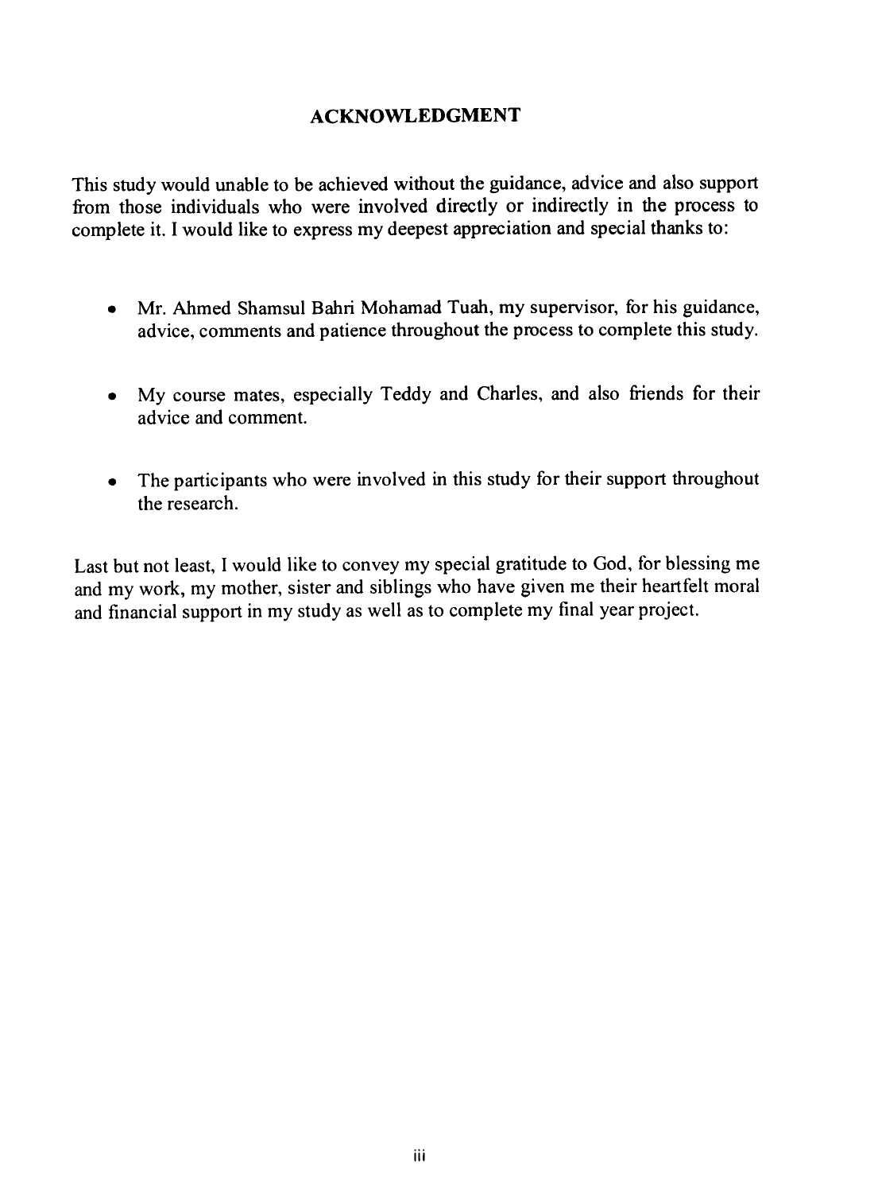## ACKNOWLEDGMENT

This study would unable to be achieved without the guidance, advice and also support from those individuals who were involved directly or indirectly in the process to complete it. I would like to express my deepest appreciation and special thanks to:

- Mr. Ahmed Shamsul Bahri Mohamad Tuah, my supervisor, for his guidance, advice, comments and patience throughout the process to complete this study.
- My course mates, especially Teddy and Charles, and also friends for their advice and comment.
- The participants who were involved in this study for their support throughout the research.

Last but not least, I would like to convey my special gratitude to God, for blessing me and my work, my mother, sister and siblings who have given me their heartfelt moral and financial support in my study as well as to complete my final year project.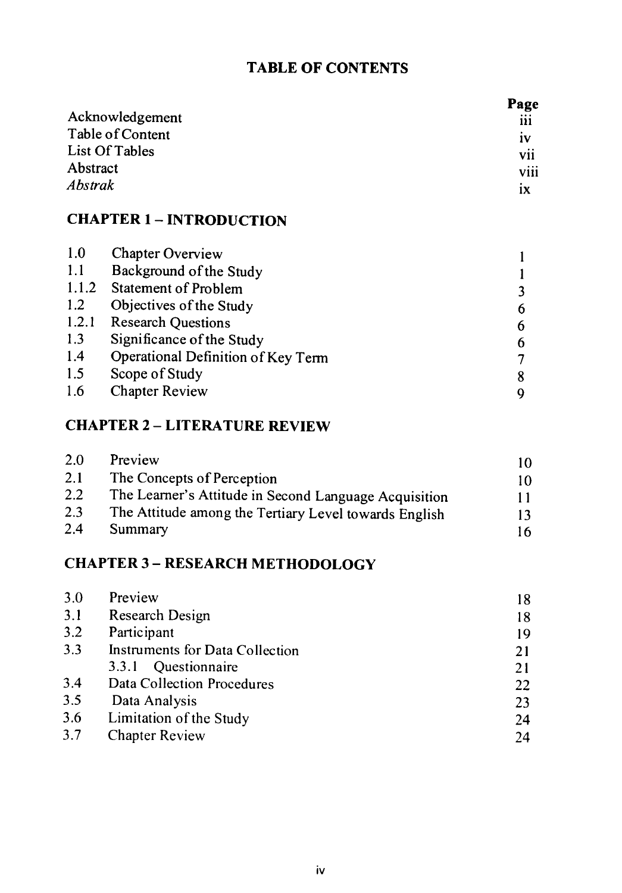# TABLE OF CONTENTS

| | Page |
|---|---|
| Acknowledgement | iii |
| Table of Content | iv |
| List Of Tables | vii |
| Abstract | viii |
| *Abstrak* | ix |

## CHAPTER 1 – INTRODUCTION

| | | |
|---|---|---|
| 1.0 | Chapter Overview | 1 |
| 1.1 | Background of the Study | 1 |
| 1.1.2 | Statement of Problem | 3 |
| 1.2 | Objectives of the Study | 6 |
| 1.2.1 | Research Questions | 6 |
| 1.3 | Significance of the Study | 6 |
| 1.4 | Operational Definition of Key Term | 7 |
| 1.5 | Scope of Study | 8 |
| 1.6 | Chapter Review | 9 |

## CHAPTER 2 – LITERATURE REVIEW

| | | |
|---|---|---|
| 2.0 | Preview | 10 |
| 2.1 | The Concepts of Perception | 10 |
| 2.2 | The Learner's Attitude in Second Language Acquisition | 11 |
| 2.3 | The Attitude among the Tertiary Level towards English | 13 |
| 2.4 | Summary | 16 |

## CHAPTER 3 – RESEARCH METHODOLOGY

| | | |
|---|---|---|
| 3.0 | Preview | 18 |
| 3.1 | Research Design | 18 |
| 3.2 | Participant | 19 |
| 3.3 | Instruments for Data Collection | 21 |
| | 3.3.1 Questionnaire | 21 |
| 3.4 | Data Collection Procedures | 22 |
| 3.5 | Data Analysis | 23 |
| 3.6 | Limitation of the Study | 24 |
| 3.7 | Chapter Review | 24 |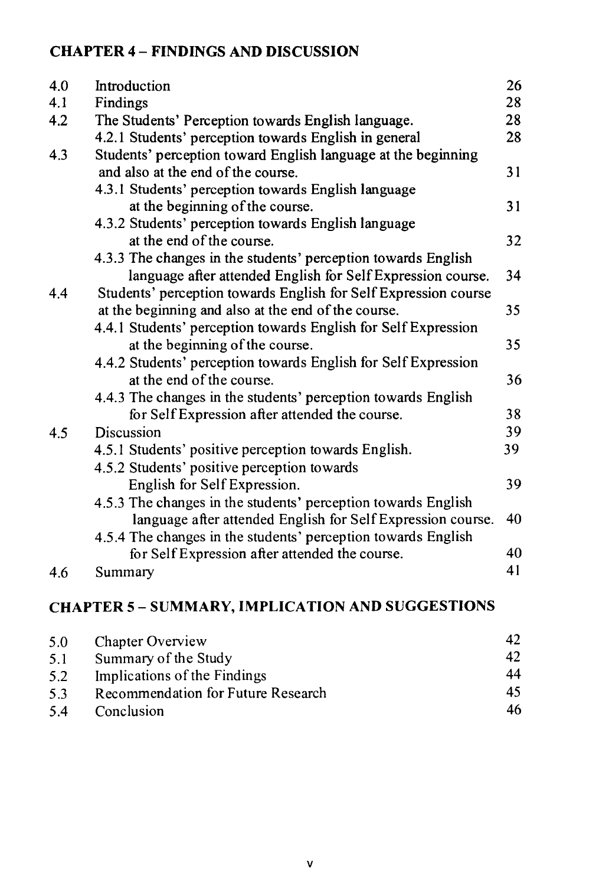## CHAPTER 4 – FINDINGS AND DISCUSSION

| | | |
|---|---|---|
| 4.0 | Introduction | 26 |
| 4.1 | Findings | 28 |
| 4.2 | The Students' Perception towards English language. | 28 |
| | 4.2.1 Students' perception towards English in general | 28 |
| 4.3 | Students' perception toward English language at the beginning and also at the end of the course. | 31 |
| | 4.3.1 Students' perception towards English language at the beginning of the course. | 31 |
| | 4.3.2 Students' perception towards English language at the end of the course. | 32 |
| | 4.3.3 The changes in the students' perception towards English language after attended English for Self Expression course. | 34 |
| 4.4 | Students' perception towards English for Self Expression course at the beginning and also at the end of the course. | 35 |
| | 4.4.1 Students' perception towards English for Self Expression at the beginning of the course. | 35 |
| | 4.4.2 Students' perception towards English for Self Expression at the end of the course. | 36 |
| | 4.4.3 The changes in the students' perception towards English for Self Expression after attended the course. | 38 |
| 4.5 | Discussion | 39 |
| | 4.5.1 Students' positive perception towards English. | 39 |
| | 4.5.2 Students' positive perception towards English for Self Expression. | 39 |
| | 4.5.3 The changes in the students' perception towards English language after attended English for Self Expression course. | 40 |
| | 4.5.4 The changes in the students' perception towards English for Self Expression after attended the course. | 40 |
| 4.6 | Summary | 41 |

## CHAPTER 5 – SUMMARY, IMPLICATION AND SUGGESTIONS

| | | |
|---|---|---|
| 5.0 | Chapter Overview | 42 |
| 5.1 | Summary of the Study | 42 |
| 5.2 | Implications of the Findings | 44 |
| 5.3 | Recommendation for Future Research | 45 |
| 5.4 | Conclusion | 46 |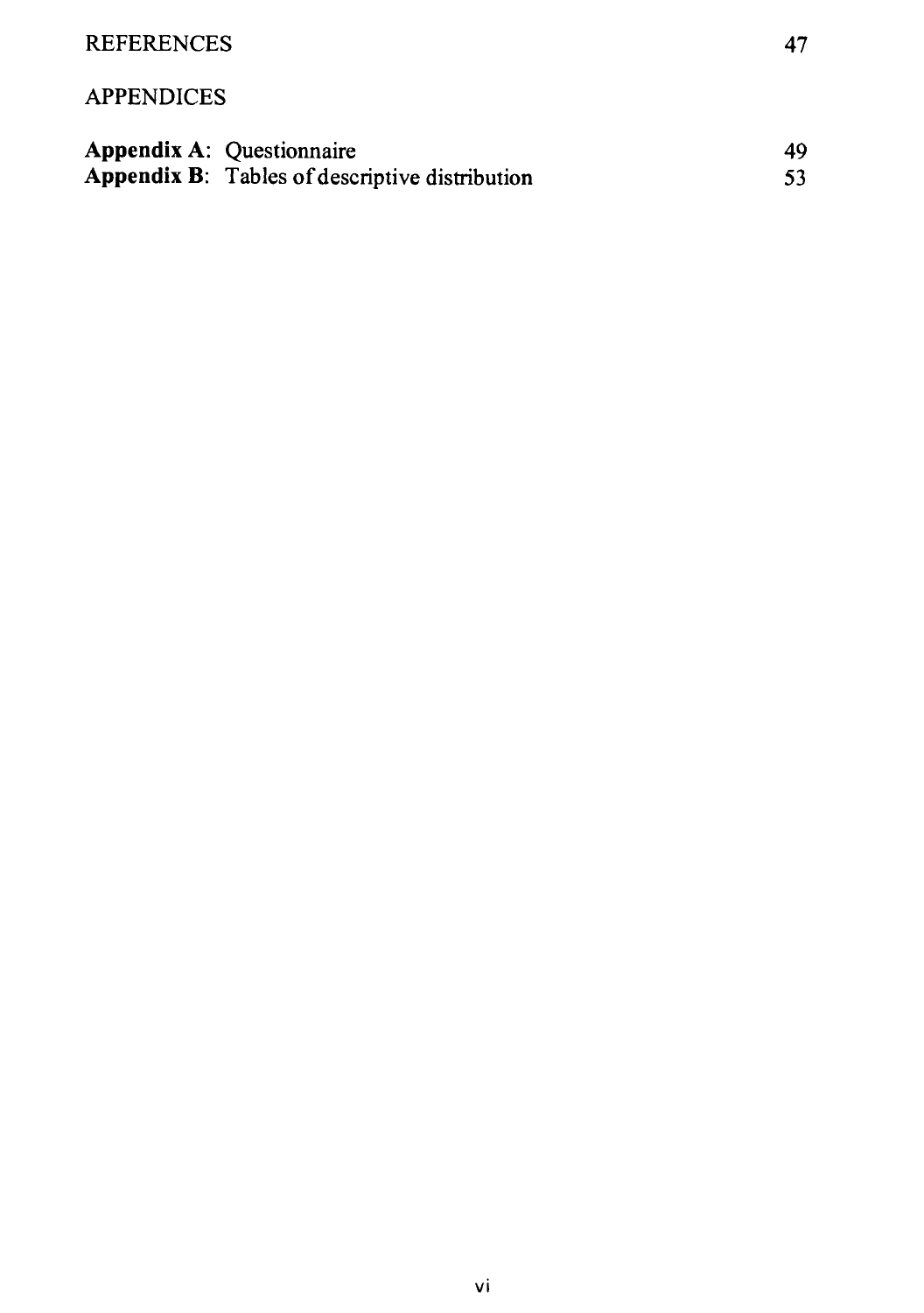REFERENCES 47

APPENDICES

**Appendix A**: Questionnaire 49

**Appendix B**: Tables of descriptive distribution 53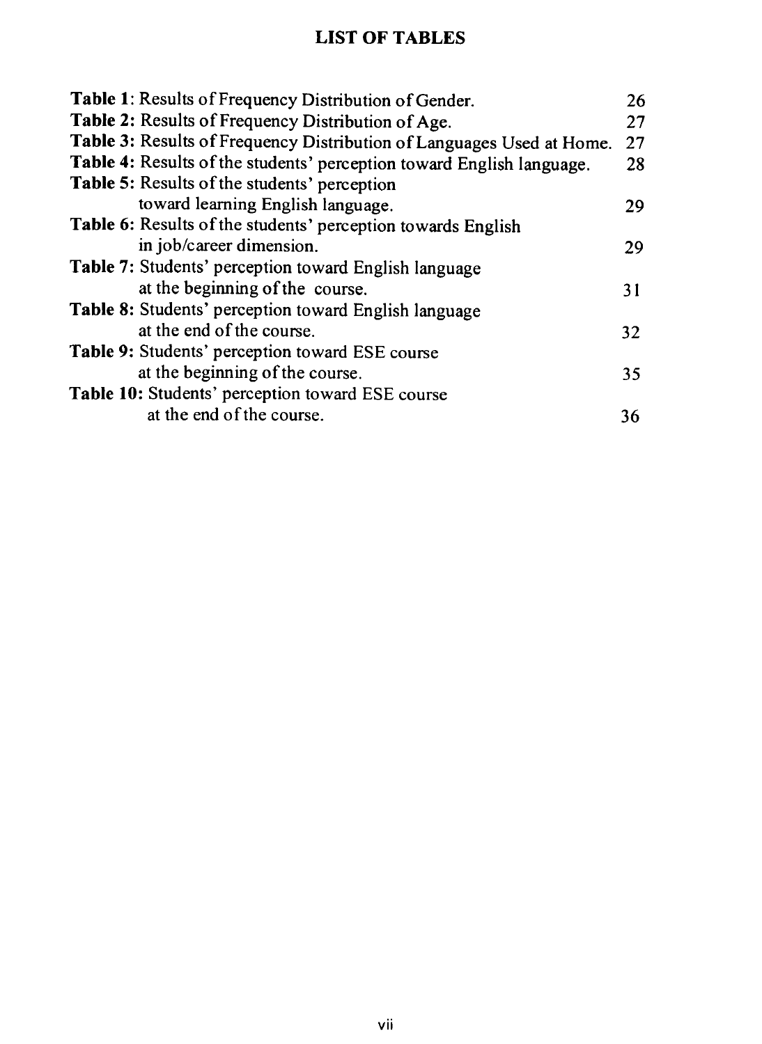# LIST OF TABLES

| | |
|---|---|
| **Table 1**: Results of Frequency Distribution of Gender. | 26 |
| **Table 2:** Results of Frequency Distribution of Age. | 27 |
| **Table 3:** Results of Frequency Distribution of Languages Used at Home. | 27 |
| **Table 4:** Results of the students' perception toward English language. | 28 |
| **Table 5:** Results of the students' perception toward learning English language. | 29 |
| **Table 6:** Results of the students' perception towards English in job/career dimension. | 29 |
| **Table 7:** Students' perception toward English language at the beginning of the course. | 31 |
| **Table 8:** Students' perception toward English language at the end of the course. | 32 |
| **Table 9:** Students' perception toward ESE course at the beginning of the course. | 35 |
| **Table 10:** Students' perception toward ESE course at the end of the course. | 36 |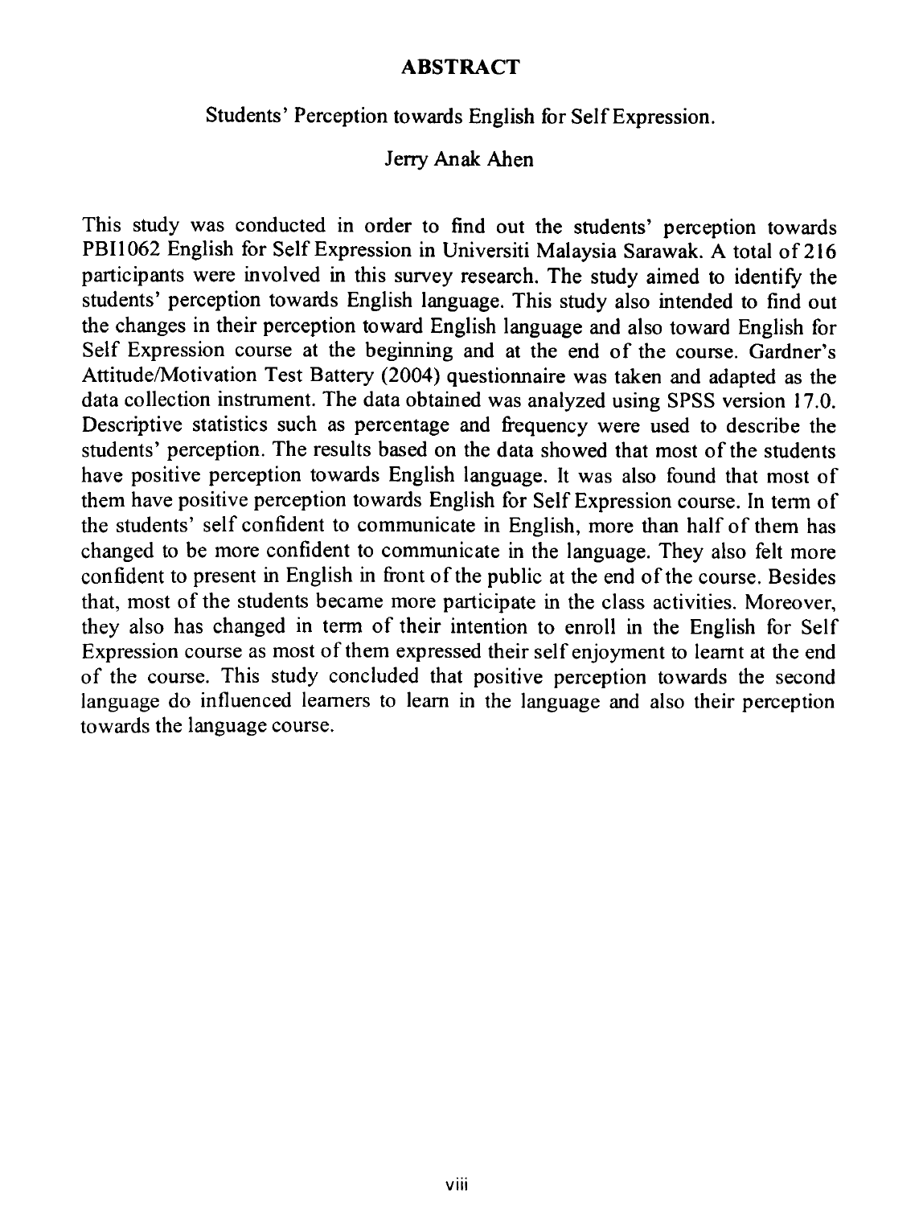# ABSTRACT

Students' Perception towards English for Self Expression.

Jerry Anak Ahen

This study was conducted in order to find out the students' perception towards PBI1062 English for Self Expression in Universiti Malaysia Sarawak. A total of 216 participants were involved in this survey research. The study aimed to identify the students' perception towards English language. This study also intended to find out the changes in their perception toward English language and also toward English for Self Expression course at the beginning and at the end of the course. Gardner's Attitude/Motivation Test Battery (2004) questionnaire was taken and adapted as the data collection instrument. The data obtained was analyzed using SPSS version 17.0. Descriptive statistics such as percentage and frequency were used to describe the students' perception. The results based on the data showed that most of the students have positive perception towards English language. It was also found that most of them have positive perception towards English for Self Expression course. In term of the students' self confident to communicate in English, more than half of them has changed to be more confident to communicate in the language. They also felt more confident to present in English in front of the public at the end of the course. Besides that, most of the students became more participate in the class activities. Moreover, they also has changed in term of their intention to enroll in the English for Self Expression course as most of them expressed their self enjoyment to learnt at the end of the course. This study concluded that positive perception towards the second language do influenced learners to learn in the language and also their perception towards the language course.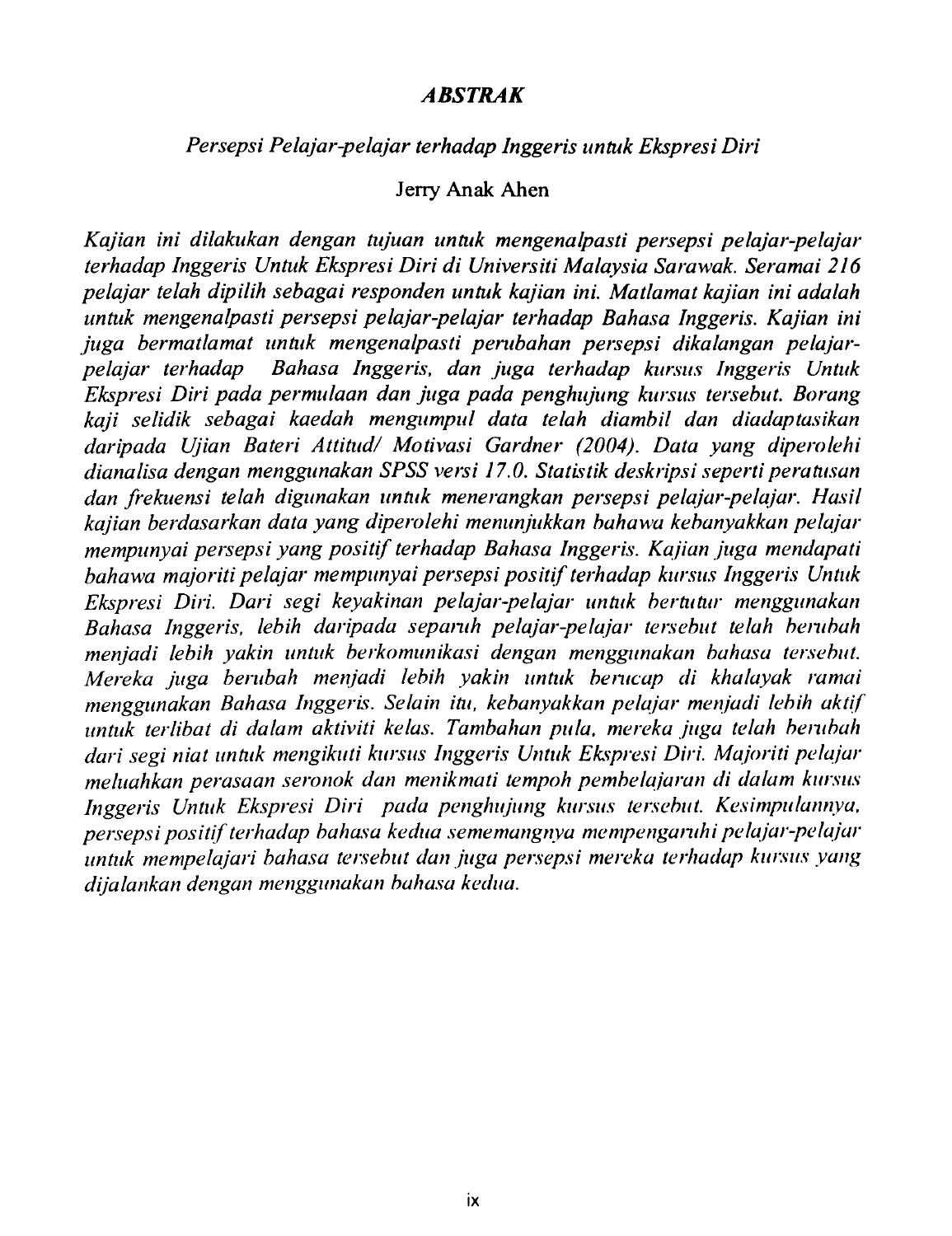# *ABSTRAK*

*Persepsi Pelajar-pelajar terhadap Inggeris untuk Ekspresi Diri*

Jerry Anak Ahen

*Kajian ini dilakukan dengan tujuan untuk mengenalpasti persepsi pelajar-pelajar terhadap Inggeris Untuk Ekspresi Diri di Universiti Malaysia Sarawak. Seramai 216 pelajar telah dipilih sebagai responden untuk kajian ini. Matlamat kajian ini adalah untuk mengenalpasti persepsi pelajar-pelajar terhadap Bahasa Inggeris. Kajian ini juga bermatlamat untuk mengenalpasti perubahan persepsi dikalangan pelajar-pelajar terhadap Bahasa Inggeris, dan juga terhadap kursus Inggeris Untuk Ekspresi Diri pada permulaan dan juga pada penghujung kursus tersebut. Borang kaji selidik sebagai kaedah mengumpul data telah diambil dan diadaptasikan daripada Ujian Bateri Attitud/ Motivasi Gardner (2004). Data yang diperolehi dianalisa dengan menggunakan SPSS versi 17.0. Statistik deskripsi seperti peratusan dan frekuensi telah digunakan untuk menerangkan persepsi pelajar-pelajar. Hasil kajian berdasarkan data yang diperolehi menunjukkan bahawa kebanyakkan pelajar mempunyai persepsi yang positif terhadap Bahasa Inggeris. Kajian juga mendapati bahawa majoriti pelajar mempunyai persepsi positif terhadap kursus Inggeris Untuk Ekspresi Diri. Dari segi keyakinan pelajar-pelajar untuk bertutur menggunakan Bahasa Inggeris, lebih daripada separuh pelajar-pelajar tersebut telah berubah menjadi lebih yakin untuk berkomunikasi dengan menggunakan bahasa tersebut. Mereka juga berubah menjadi lebih yakin untuk berucap di khalayak ramai menggunakan Bahasa Inggeris. Selain itu, kebanyakkan pelajar menjadi lebih aktif untuk terlibat di dalam aktiviti kelas. Tambahan pula, mereka juga telah berubah dari segi niat untuk mengikuti kursus Inggeris Untuk Ekspresi Diri. Majoriti pelajar meluahkan perasaan seronok dan menikmati tempoh pembelajaran di dalam kursus Inggeris Untuk Ekspresi Diri pada penghujung kursus tersebut. Kesimpulannya, persepsi positif terhadap bahasa kedua sememangnya mempengaruhi pelajar-pelajar untuk mempelajari bahasa tersebut dan juga persepsi mereka terhadap kursus yang dijalankan dengan menggunakan bahasa kedua.*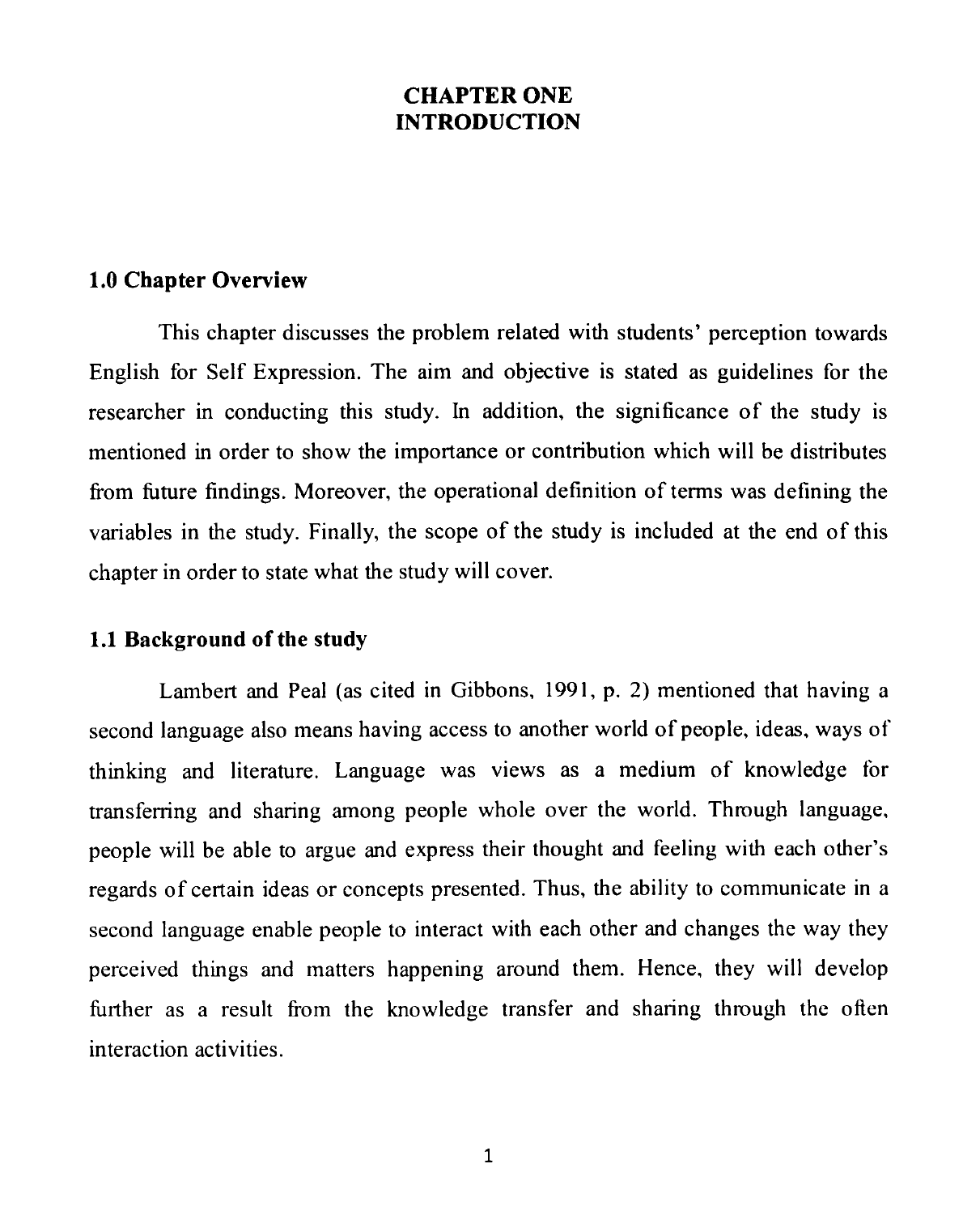# CHAPTER ONE
# INTRODUCTION

## 1.0 Chapter Overview

This chapter discusses the problem related with students' perception towards English for Self Expression. The aim and objective is stated as guidelines for the researcher in conducting this study. In addition, the significance of the study is mentioned in order to show the importance or contribution which will be distributes from future findings. Moreover, the operational definition of terms was defining the variables in the study. Finally, the scope of the study is included at the end of this chapter in order to state what the study will cover.

## 1.1 Background of the study

Lambert and Peal (as cited in Gibbons, 1991, p. 2) mentioned that having a second language also means having access to another world of people, ideas, ways of thinking and literature. Language was views as a medium of knowledge for transferring and sharing among people whole over the world. Through language, people will be able to argue and express their thought and feeling with each other's regards of certain ideas or concepts presented. Thus, the ability to communicate in a second language enable people to interact with each other and changes the way they perceived things and matters happening around them. Hence, they will develop further as a result from the knowledge transfer and sharing through the often interaction activities.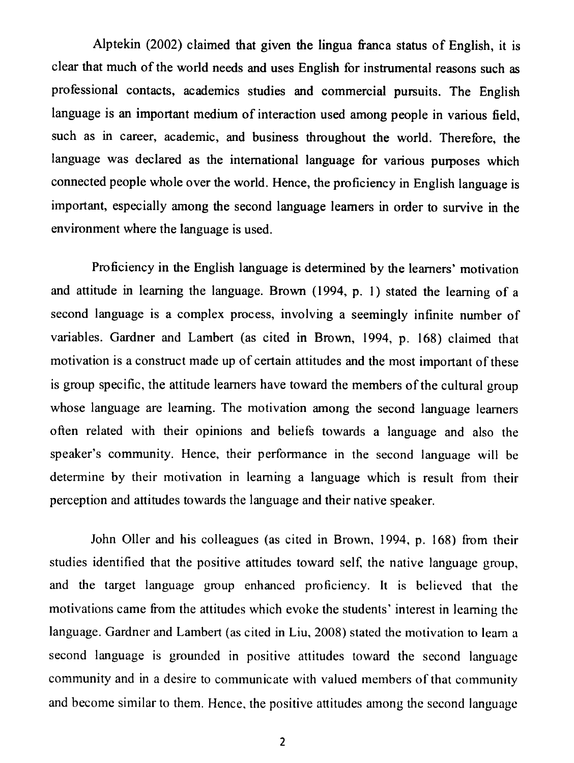Alptekin (2002) claimed that given the lingua franca status of English, it is clear that much of the world needs and uses English for instrumental reasons such as professional contacts, academics studies and commercial pursuits. The English language is an important medium of interaction used among people in various field, such as in career, academic, and business throughout the world. Therefore, the language was declared as the international language for various purposes which connected people whole over the world. Hence, the proficiency in English language is important, especially among the second language learners in order to survive in the environment where the language is used.

Proficiency in the English language is determined by the learners' motivation and attitude in learning the language. Brown (1994, p. 1) stated the learning of a second language is a complex process, involving a seemingly infinite number of variables. Gardner and Lambert (as cited in Brown, 1994, p. 168) claimed that motivation is a construct made up of certain attitudes and the most important of these is group specific, the attitude learners have toward the members of the cultural group whose language are learning. The motivation among the second language learners often related with their opinions and beliefs towards a language and also the speaker's community. Hence, their performance in the second language will be determine by their motivation in learning a language which is result from their perception and attitudes towards the language and their native speaker.

John Oller and his colleagues (as cited in Brown, 1994, p. 168) from their studies identified that the positive attitudes toward self, the native language group, and the target language group enhanced proficiency. It is believed that the motivations came from the attitudes which evoke the students' interest in learning the language. Gardner and Lambert (as cited in Liu, 2008) stated the motivation to learn a second language is grounded in positive attitudes toward the second language community and in a desire to communicate with valued members of that community and become similar to them. Hence, the positive attitudes among the second language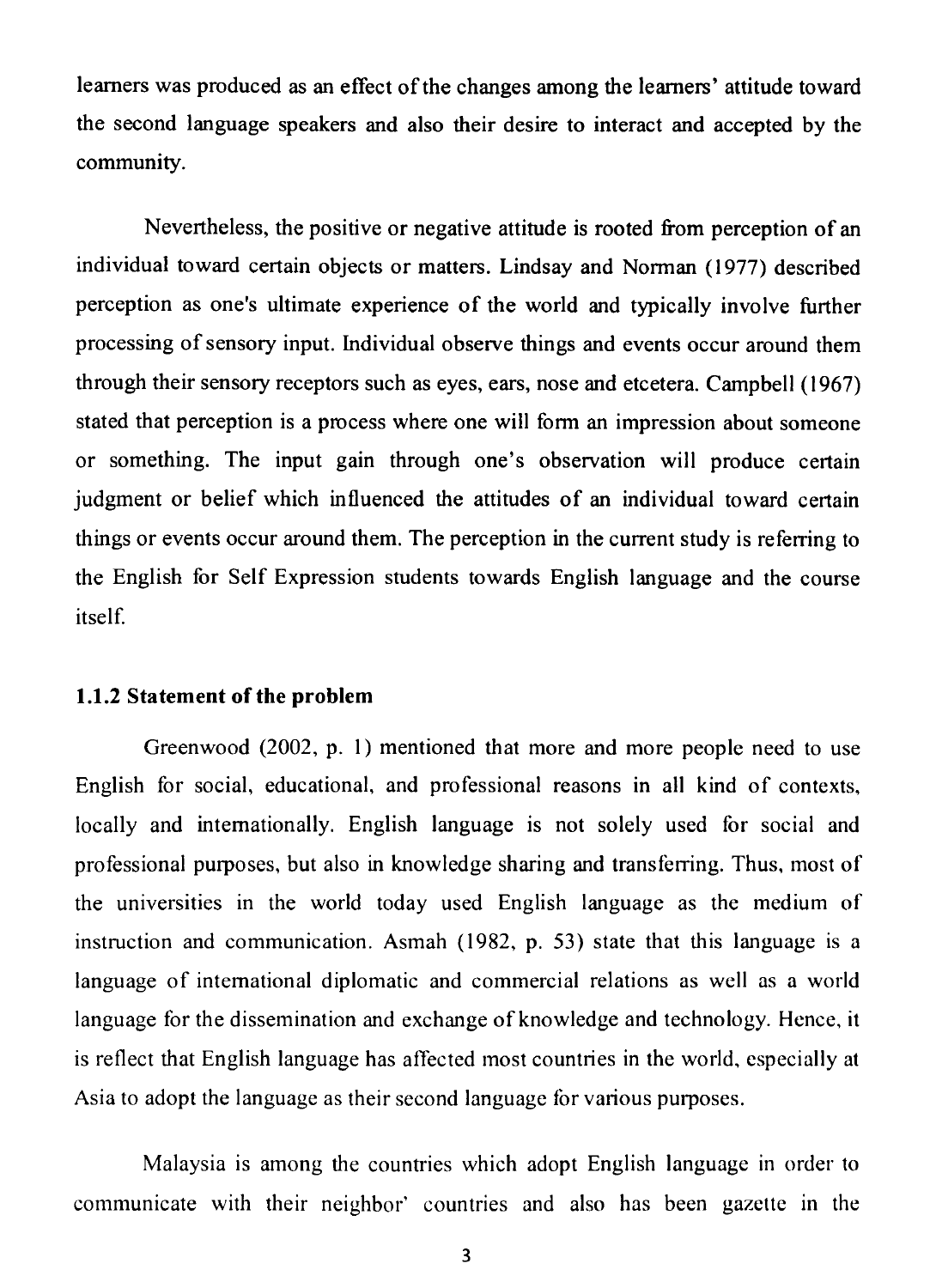learners was produced as an effect of the changes among the learners' attitude toward the second language speakers and also their desire to interact and accepted by the community.

Nevertheless, the positive or negative attitude is rooted from perception of an individual toward certain objects or matters. Lindsay and Norman (1977) described perception as one's ultimate experience of the world and typically involve further processing of sensory input. Individual observe things and events occur around them through their sensory receptors such as eyes, ears, nose and etcetera. Campbell (1967) stated that perception is a process where one will form an impression about someone or something. The input gain through one's observation will produce certain judgment or belief which influenced the attitudes of an individual toward certain things or events occur around them. The perception in the current study is referring to the English for Self Expression students towards English language and the course itself.

### 1.1.2 Statement of the problem

Greenwood (2002, p. 1) mentioned that more and more people need to use English for social, educational, and professional reasons in all kind of contexts, locally and internationally. English language is not solely used for social and professional purposes, but also in knowledge sharing and transferring. Thus, most of the universities in the world today used English language as the medium of instruction and communication. Asmah (1982, p. 53) state that this language is a language of international diplomatic and commercial relations as well as a world language for the dissemination and exchange of knowledge and technology. Hence, it is reflect that English language has affected most countries in the world, especially at Asia to adopt the language as their second language for various purposes.

Malaysia is among the countries which adopt English language in order to communicate with their neighbor' countries and also has been gazette in the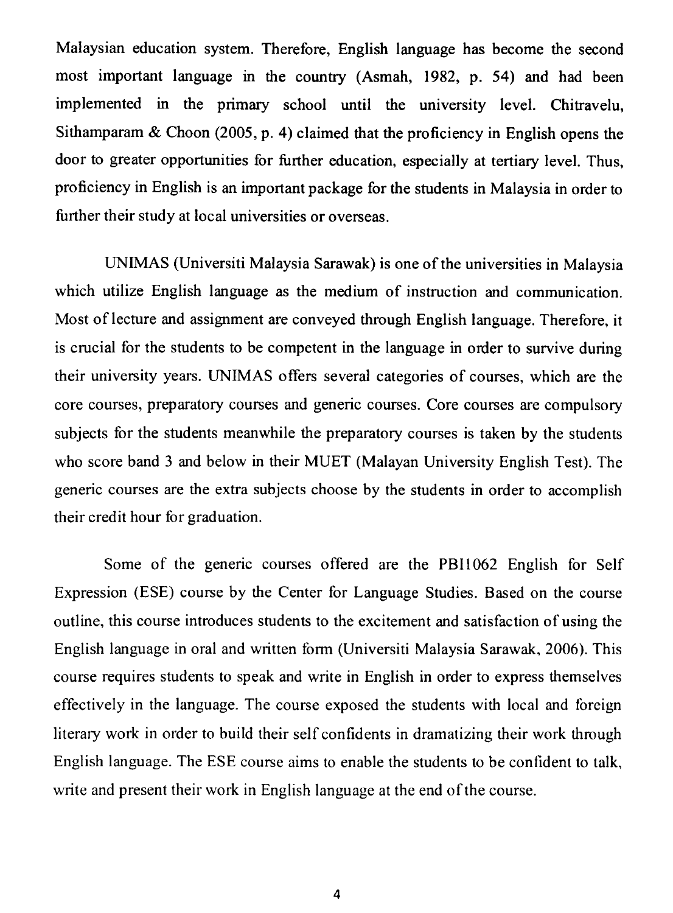Malaysian education system. Therefore, English language has become the second most important language in the country (Asmah, 1982, p. 54) and had been implemented in the primary school until the university level. Chitravelu, Sithamparam & Choon (2005, p. 4) claimed that the proficiency in English opens the door to greater opportunities for further education, especially at tertiary level. Thus, proficiency in English is an important package for the students in Malaysia in order to further their study at local universities or overseas.

UNIMAS (Universiti Malaysia Sarawak) is one of the universities in Malaysia which utilize English language as the medium of instruction and communication. Most of lecture and assignment are conveyed through English language. Therefore, it is crucial for the students to be competent in the language in order to survive during their university years. UNIMAS offers several categories of courses, which are the core courses, preparatory courses and generic courses. Core courses are compulsory subjects for the students meanwhile the preparatory courses is taken by the students who score band 3 and below in their MUET (Malayan University English Test). The generic courses are the extra subjects choose by the students in order to accomplish their credit hour for graduation.

Some of the generic courses offered are the PBI1062 English for Self Expression (ESE) course by the Center for Language Studies. Based on the course outline, this course introduces students to the excitement and satisfaction of using the English language in oral and written form (Universiti Malaysia Sarawak, 2006). This course requires students to speak and write in English in order to express themselves effectively in the language. The course exposed the students with local and foreign literary work in order to build their self confidents in dramatizing their work through English language. The ESE course aims to enable the students to be confident to talk, write and present their work in English language at the end of the course.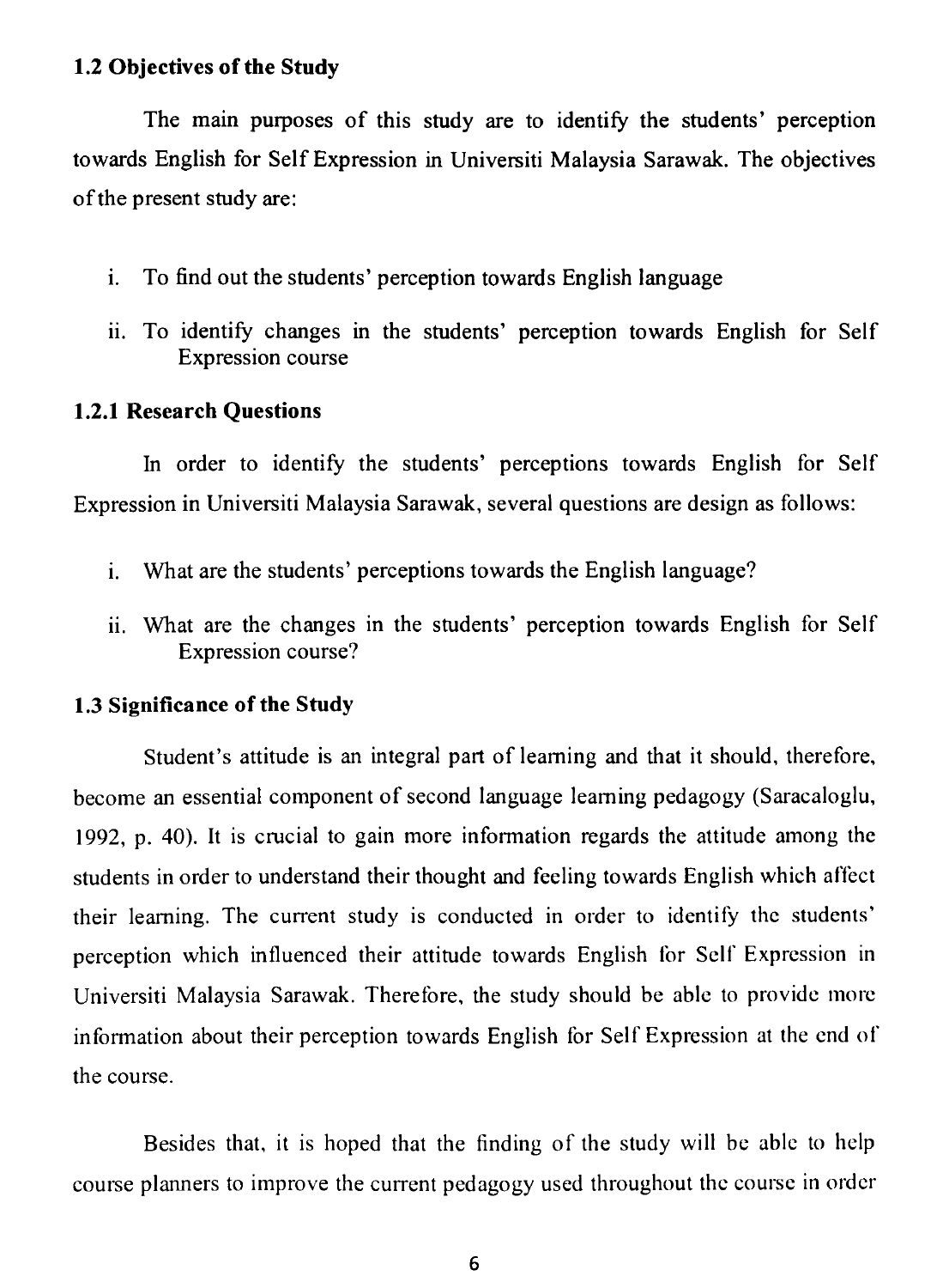## 1.2 Objectives of the Study

The main purposes of this study are to identify the students' perception towards English for Self Expression in Universiti Malaysia Sarawak. The objectives of the present study are:

i. To find out the students' perception towards English language

ii. To identify changes in the students' perception towards English for Self Expression course

### 1.2.1 Research Questions

In order to identify the students' perceptions towards English for Self Expression in Universiti Malaysia Sarawak, several questions are design as follows:

i. What are the students' perceptions towards the English language?

ii. What are the changes in the students' perception towards English for Self Expression course?

## 1.3 Significance of the Study

Student's attitude is an integral part of learning and that it should, therefore, become an essential component of second language learning pedagogy (Saracaloglu, 1992, p. 40). It is crucial to gain more information regards the attitude among the students in order to understand their thought and feeling towards English which affect their learning. The current study is conducted in order to identify the students' perception which influenced their attitude towards English for Self Expression in Universiti Malaysia Sarawak. Therefore, the study should be able to provide more information about their perception towards English for Self Expression at the end of the course.

Besides that, it is hoped that the finding of the study will be able to help course planners to improve the current pedagogy used throughout the course in order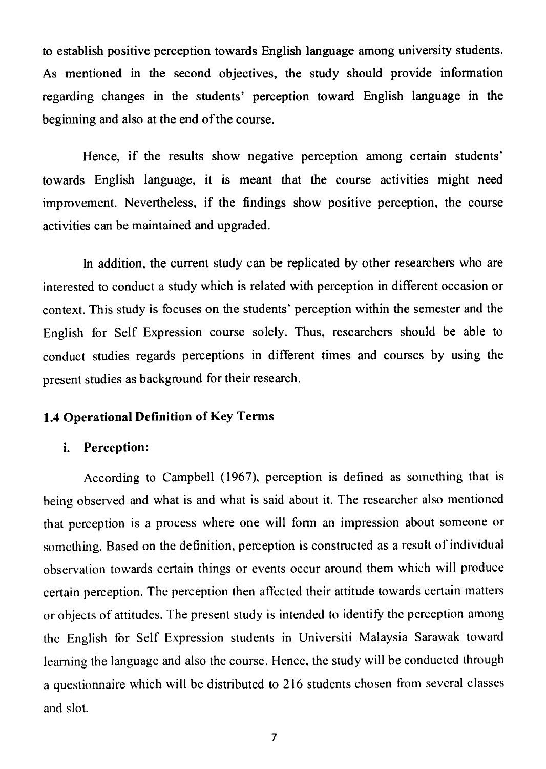to establish positive perception towards English language among university students. As mentioned in the second objectives, the study should provide information regarding changes in the students' perception toward English language in the beginning and also at the end of the course.

Hence, if the results show negative perception among certain students' towards English language, it is meant that the course activities might need improvement. Nevertheless, if the findings show positive perception, the course activities can be maintained and upgraded.

In addition, the current study can be replicated by other researchers who are interested to conduct a study which is related with perception in different occasion or context. This study is focuses on the students' perception within the semester and the English for Self Expression course solely. Thus, researchers should be able to conduct studies regards perceptions in different times and courses by using the present studies as background for their research.

## 1.4 Operational Definition of Key Terms

### i. Perception:

According to Campbell (1967), perception is defined as something that is being observed and what is and what is said about it. The researcher also mentioned that perception is a process where one will form an impression about someone or something. Based on the definition, perception is constructed as a result of individual observation towards certain things or events occur around them which will produce certain perception. The perception then affected their attitude towards certain matters or objects of attitudes. The present study is intended to identify the perception among the English for Self Expression students in Universiti Malaysia Sarawak toward learning the language and also the course. Hence, the study will be conducted through a questionnaire which will be distributed to 216 students chosen from several classes and slot.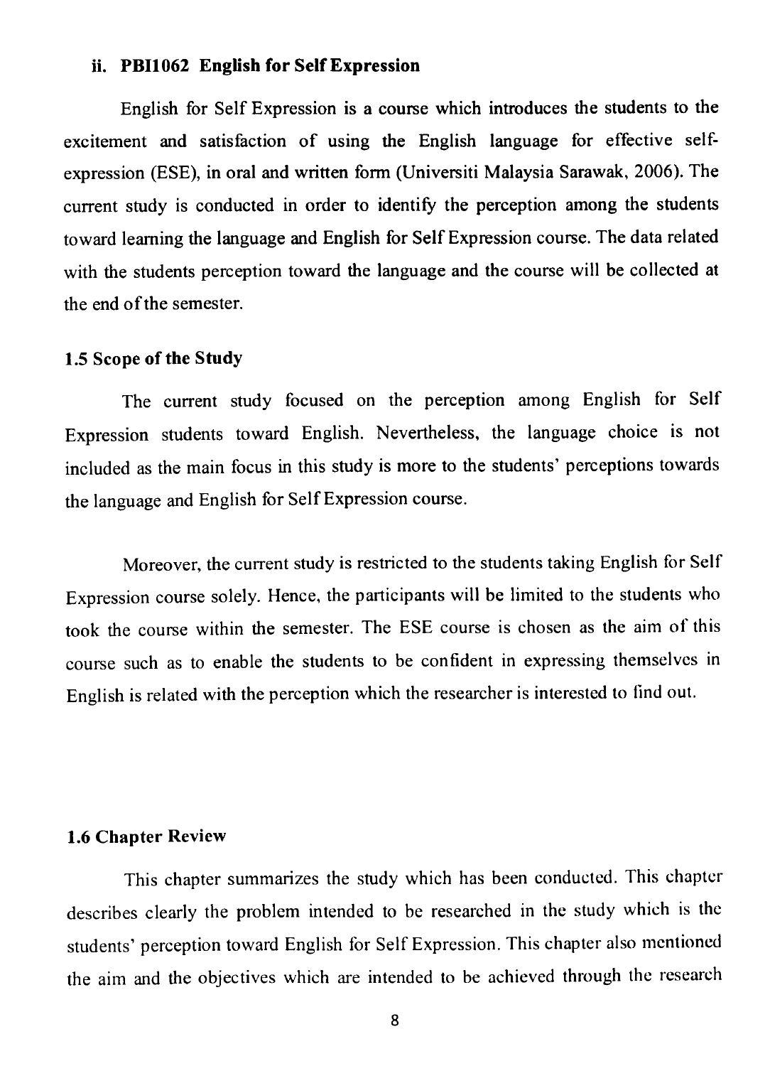**ii. PBI1062 English for Self Expression**

English for Self Expression is a course which introduces the students to the excitement and satisfaction of using the English language for effective self-expression (ESE), in oral and written form (Universiti Malaysia Sarawak, 2006). The current study is conducted in order to identify the perception among the students toward learning the language and English for Self Expression course. The data related with the students perception toward the language and the course will be collected at the end of the semester.

### 1.5 Scope of the Study

The current study focused on the perception among English for Self Expression students toward English. Nevertheless, the language choice is not included as the main focus in this study is more to the students' perceptions towards the language and English for Self Expression course.

Moreover, the current study is restricted to the students taking English for Self Expression course solely. Hence, the participants will be limited to the students who took the course within the semester. The ESE course is chosen as the aim of this course such as to enable the students to be confident in expressing themselves in English is related with the perception which the researcher is interested to find out.

### 1.6 Chapter Review

This chapter summarizes the study which has been conducted. This chapter describes clearly the problem intended to be researched in the study which is the students' perception toward English for Self Expression. This chapter also mentioned the aim and the objectives which are intended to be achieved through the research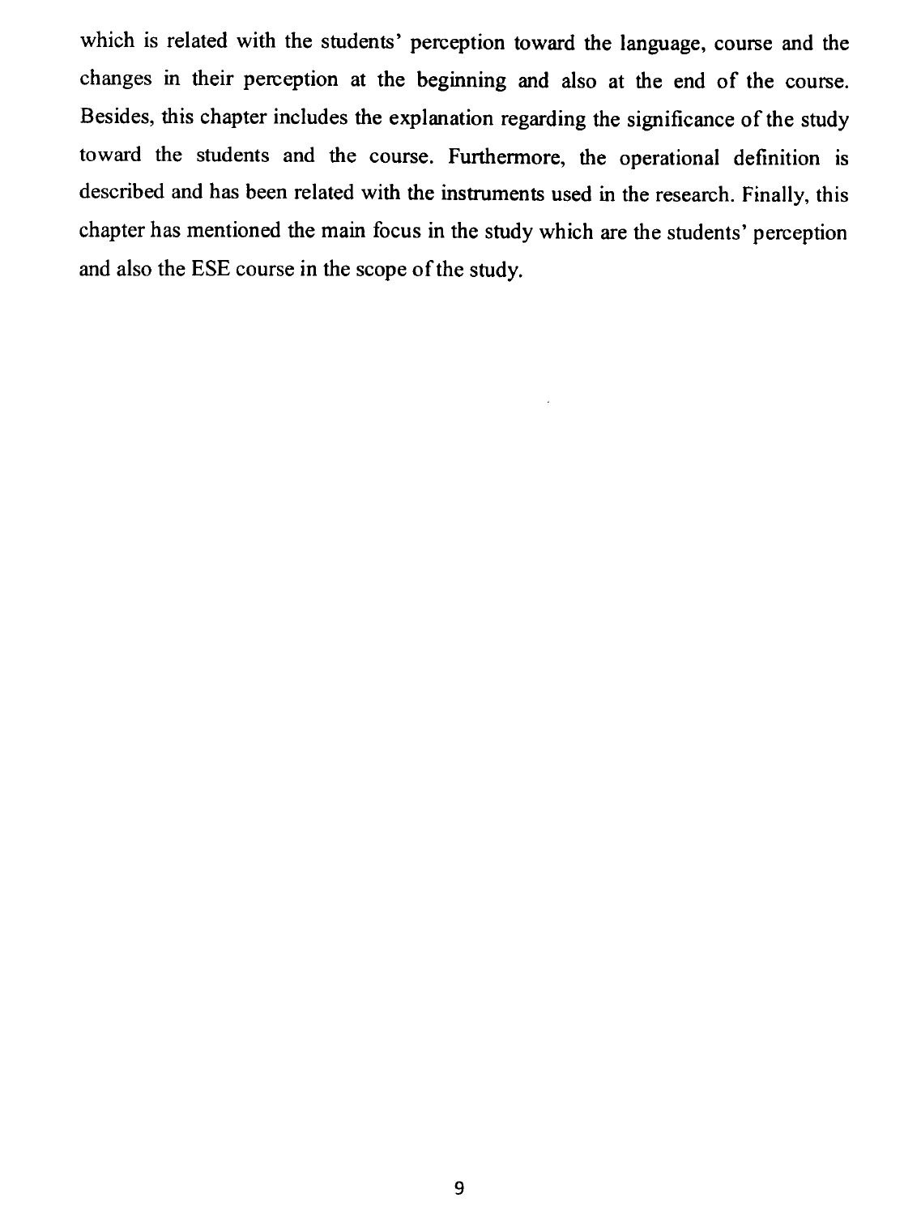which is related with the students' perception toward the language, course and the changes in their perception at the beginning and also at the end of the course. Besides, this chapter includes the explanation regarding the significance of the study toward the students and the course. Furthermore, the operational definition is described and has been related with the instruments used in the research. Finally, this chapter has mentioned the main focus in the study which are the students' perception and also the ESE course in the scope of the study.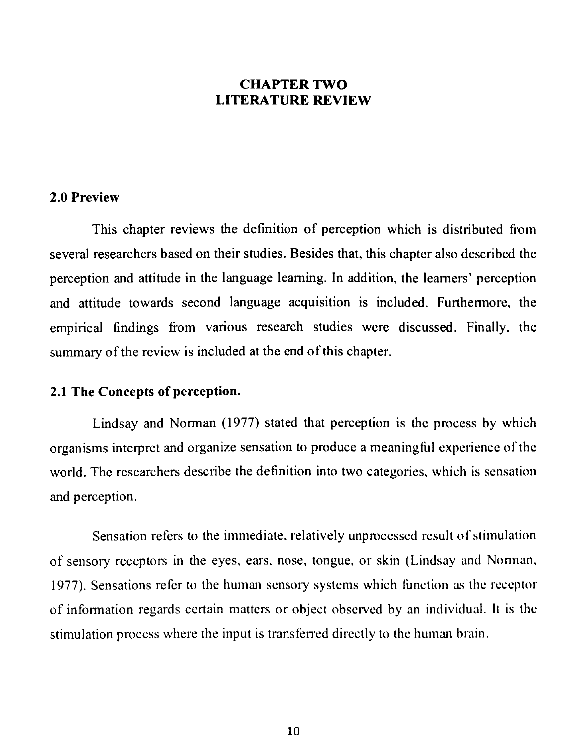# CHAPTER TWO
# LITERATURE REVIEW

## 2.0 Preview

This chapter reviews the definition of perception which is distributed from several researchers based on their studies. Besides that, this chapter also described the perception and attitude in the language learning. In addition, the learners' perception and attitude towards second language acquisition is included. Furthermore, the empirical findings from various research studies were discussed. Finally, the summary of the review is included at the end of this chapter.

## 2.1 The Concepts of perception.

Lindsay and Norman (1977) stated that perception is the process by which organisms interpret and organize sensation to produce a meaningful experience of the world. The researchers describe the definition into two categories, which is sensation and perception.

Sensation refers to the immediate, relatively unprocessed result of stimulation of sensory receptors in the eyes, ears, nose, tongue, or skin (Lindsay and Norman, 1977). Sensations refer to the human sensory systems which function as the receptor of information regards certain matters or object observed by an individual. It is the stimulation process where the input is transferred directly to the human brain.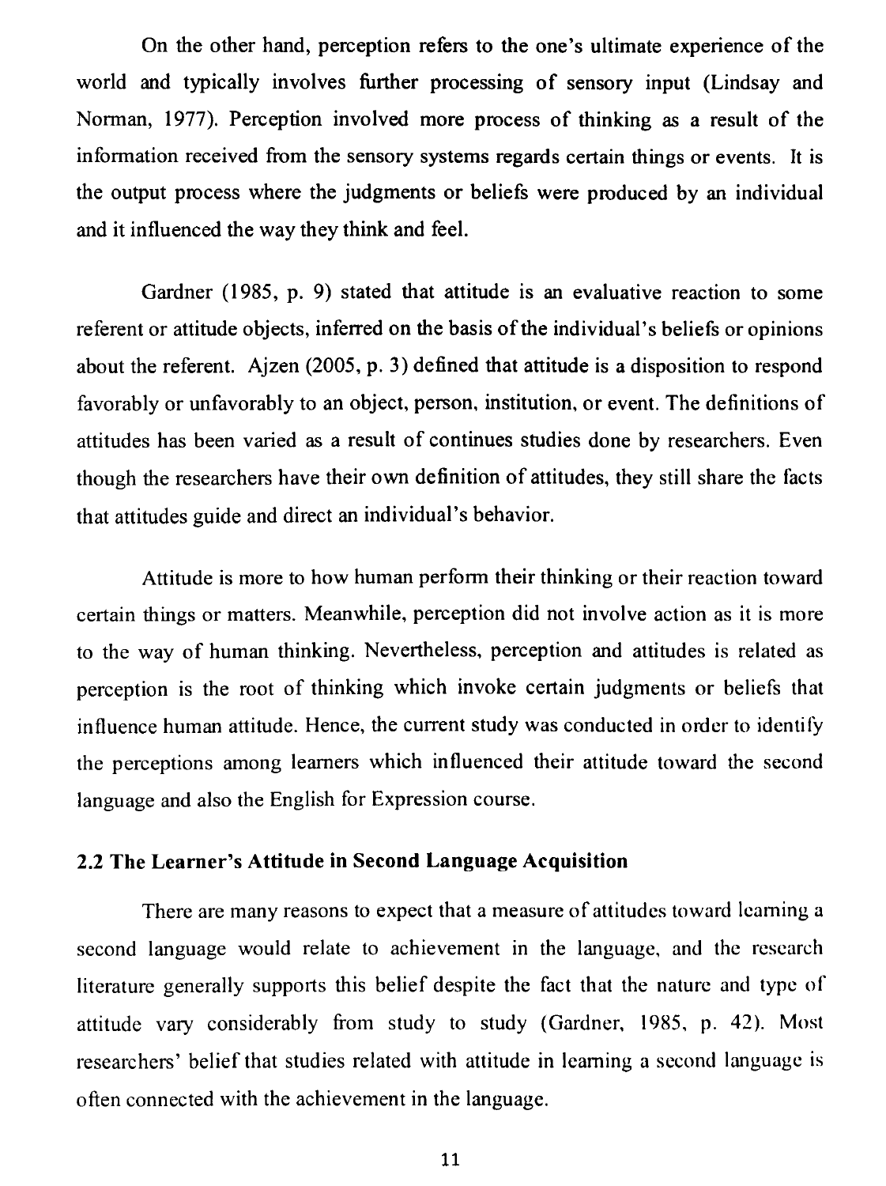On the other hand, perception refers to the one's ultimate experience of the world and typically involves further processing of sensory input (Lindsay and Norman, 1977). Perception involved more process of thinking as a result of the information received from the sensory systems regards certain things or events. It is the output process where the judgments or beliefs were produced by an individual and it influenced the way they think and feel.

Gardner (1985, p. 9) stated that attitude is an evaluative reaction to some referent or attitude objects, inferred on the basis of the individual's beliefs or opinions about the referent. Ajzen (2005, p. 3) defined that attitude is a disposition to respond favorably or unfavorably to an object, person, institution, or event. The definitions of attitudes has been varied as a result of continues studies done by researchers. Even though the researchers have their own definition of attitudes, they still share the facts that attitudes guide and direct an individual's behavior.

Attitude is more to how human perform their thinking or their reaction toward certain things or matters. Meanwhile, perception did not involve action as it is more to the way of human thinking. Nevertheless, perception and attitudes is related as perception is the root of thinking which invoke certain judgments or beliefs that influence human attitude. Hence, the current study was conducted in order to identify the perceptions among learners which influenced their attitude toward the second language and also the English for Expression course.

## 2.2 The Learner's Attitude in Second Language Acquisition

There are many reasons to expect that a measure of attitudes toward learning a second language would relate to achievement in the language, and the research literature generally supports this belief despite the fact that the nature and type of attitude vary considerably from study to study (Gardner, 1985, p. 42). Most researchers' belief that studies related with attitude in learning a second language is often connected with the achievement in the language.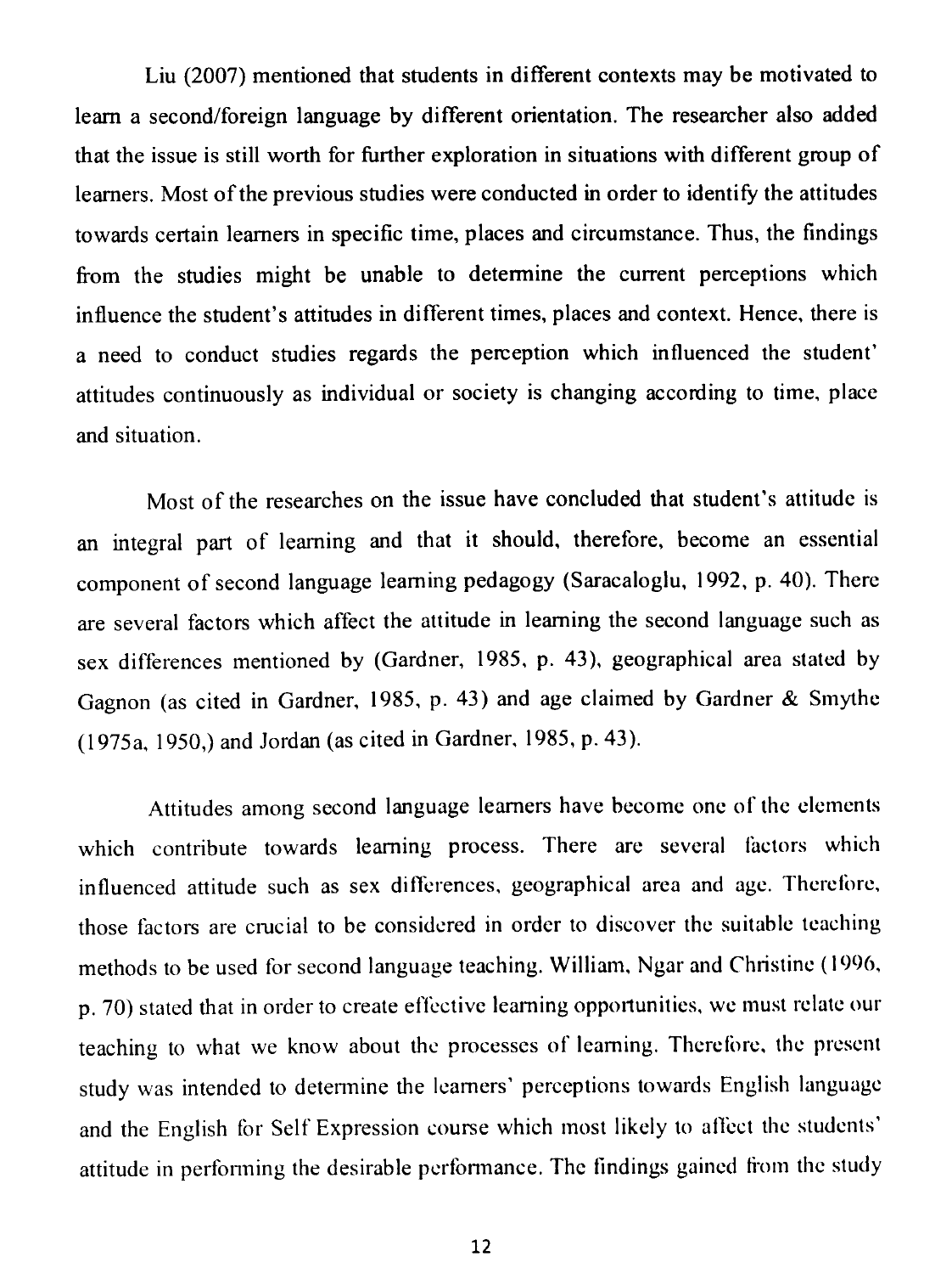Liu (2007) mentioned that students in different contexts may be motivated to learn a second/foreign language by different orientation. The researcher also added that the issue is still worth for further exploration in situations with different group of learners. Most of the previous studies were conducted in order to identify the attitudes towards certain learners in specific time, places and circumstance. Thus, the findings from the studies might be unable to determine the current perceptions which influence the student's attitudes in different times, places and context. Hence, there is a need to conduct studies regards the perception which influenced the student' attitudes continuously as individual or society is changing according to time, place and situation.

Most of the researches on the issue have concluded that student's attitude is an integral part of learning and that it should, therefore, become an essential component of second language learning pedagogy (Saracaloglu, 1992, p. 40). There are several factors which affect the attitude in learning the second language such as sex differences mentioned by (Gardner, 1985, p. 43), geographical area stated by Gagnon (as cited in Gardner, 1985, p. 43) and age claimed by Gardner & Smythe (1975a, 1950,) and Jordan (as cited in Gardner, 1985, p. 43).

Attitudes among second language learners have become one of the elements which contribute towards learning process. There are several factors which influenced attitude such as sex differences, geographical area and age. Therefore, those factors are crucial to be considered in order to discover the suitable teaching methods to be used for second language teaching. William, Ngar and Christine (1996, p. 70) stated that in order to create effective learning opportunities, we must relate our teaching to what we know about the processes of learning. Therefore, the present study was intended to determine the learners' perceptions towards English language and the English for Self Expression course which most likely to affect the students' attitude in performing the desirable performance. The findings gained from the study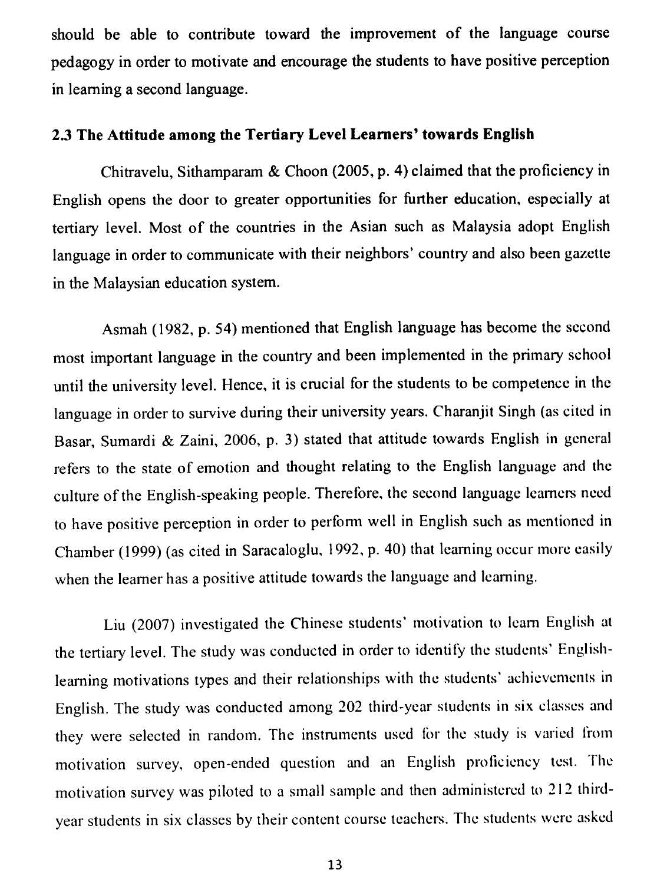should be able to contribute toward the improvement of the language course pedagogy in order to motivate and encourage the students to have positive perception in learning a second language.

## 2.3 The Attitude among the Tertiary Level Learners' towards English

Chitravelu, Sithamparam & Choon (2005, p. 4) claimed that the proficiency in English opens the door to greater opportunities for further education, especially at tertiary level. Most of the countries in the Asian such as Malaysia adopt English language in order to communicate with their neighbors' country and also been gazette in the Malaysian education system.

Asmah (1982, p. 54) mentioned that English language has become the second most important language in the country and been implemented in the primary school until the university level. Hence, it is crucial for the students to be competence in the language in order to survive during their university years. Charanjit Singh (as cited in Basar, Sumardi & Zaini, 2006, p. 3) stated that attitude towards English in general refers to the state of emotion and thought relating to the English language and the culture of the English-speaking people. Therefore, the second language learners need to have positive perception in order to perform well in English such as mentioned in Chamber (1999) (as cited in Saracaloglu, 1992, p. 40) that learning occur more easily when the learner has a positive attitude towards the language and learning.

Liu (2007) investigated the Chinese students' motivation to learn English at the tertiary level. The study was conducted in order to identify the students' English-learning motivations types and their relationships with the students' achievements in English. The study was conducted among 202 third-year students in six classes and they were selected in random. The instruments used for the study is varied from motivation survey, open-ended question and an English proficiency test. The motivation survey was piloted to a small sample and then administered to 212 third-year students in six classes by their content course teachers. The students were asked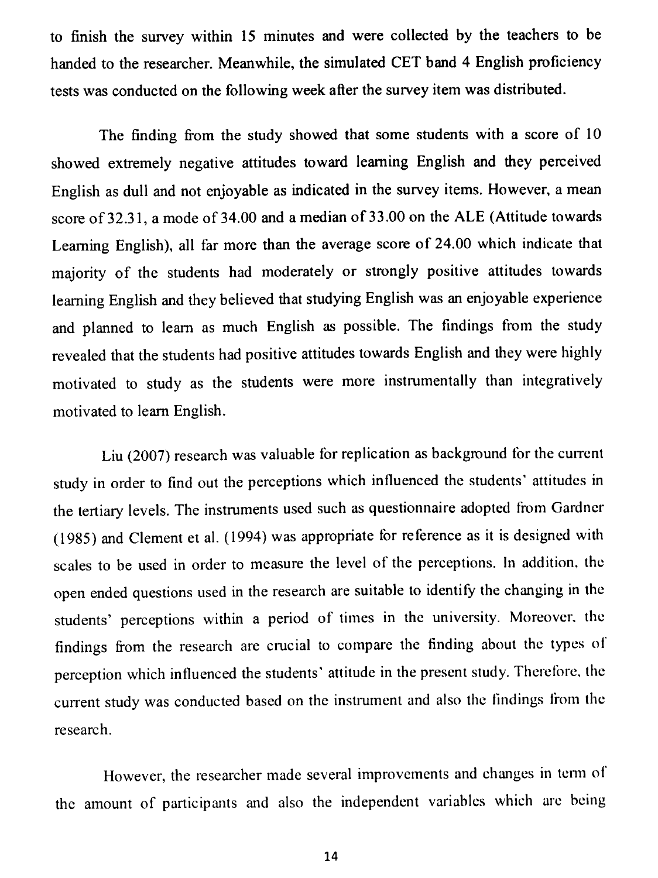to finish the survey within 15 minutes and were collected by the teachers to be handed to the researcher. Meanwhile, the simulated CET band 4 English proficiency tests was conducted on the following week after the survey item was distributed.

The finding from the study showed that some students with a score of 10 showed extremely negative attitudes toward learning English and they perceived English as dull and not enjoyable as indicated in the survey items. However, a mean score of 32.31, a mode of 34.00 and a median of 33.00 on the ALE (Attitude towards Learning English), all far more than the average score of 24.00 which indicate that majority of the students had moderately or strongly positive attitudes towards learning English and they believed that studying English was an enjoyable experience and planned to learn as much English as possible. The findings from the study revealed that the students had positive attitudes towards English and they were highly motivated to study as the students were more instrumentally than integratively motivated to learn English.

Liu (2007) research was valuable for replication as background for the current study in order to find out the perceptions which influenced the students' attitudes in the tertiary levels. The instruments used such as questionnaire adopted from Gardner (1985) and Clement et al. (1994) was appropriate for reference as it is designed with scales to be used in order to measure the level of the perceptions. In addition, the open ended questions used in the research are suitable to identify the changing in the students' perceptions within a period of times in the university. Moreover, the findings from the research are crucial to compare the finding about the types of perception which influenced the students' attitude in the present study. Therefore, the current study was conducted based on the instrument and also the findings from the research.

However, the researcher made several improvements and changes in term of the amount of participants and also the independent variables which are being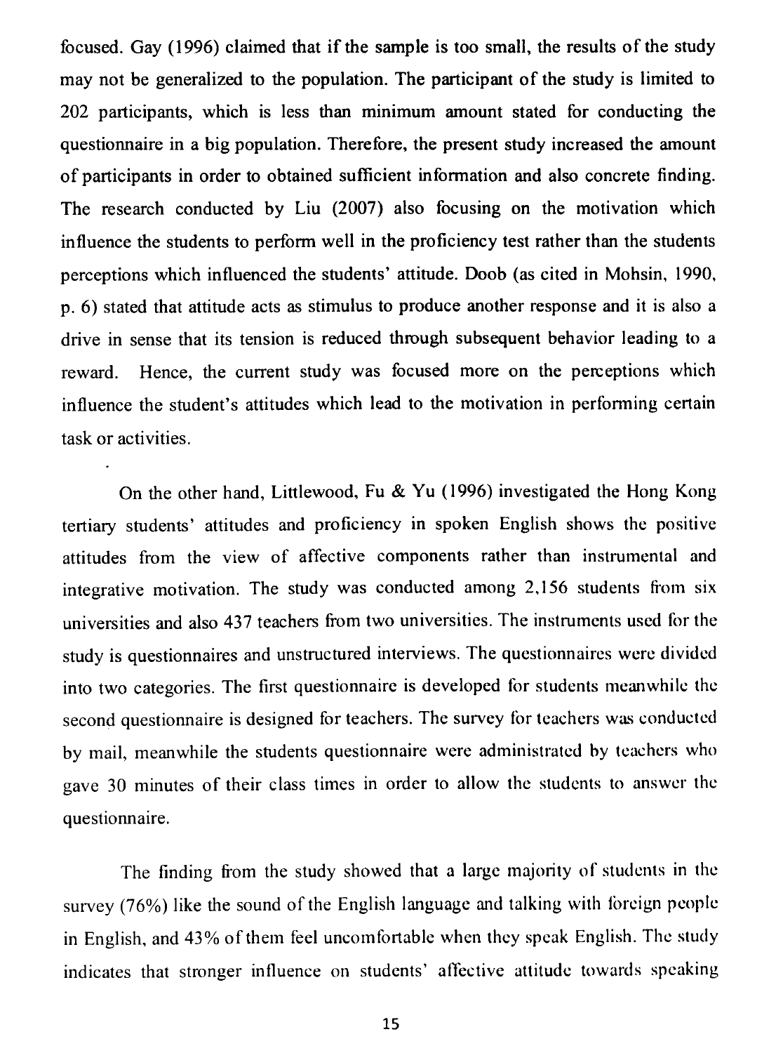focused. Gay (1996) claimed that if the sample is too small, the results of the study may not be generalized to the population. The participant of the study is limited to 202 participants, which is less than minimum amount stated for conducting the questionnaire in a big population. Therefore, the present study increased the amount of participants in order to obtained sufficient information and also concrete finding. The research conducted by Liu (2007) also focusing on the motivation which influence the students to perform well in the proficiency test rather than the students perceptions which influenced the students' attitude. Doob (as cited in Mohsin, 1990, p. 6) stated that attitude acts as stimulus to produce another response and it is also a drive in sense that its tension is reduced through subsequent behavior leading to a reward. Hence, the current study was focused more on the perceptions which influence the student's attitudes which lead to the motivation in performing certain task or activities.

On the other hand, Littlewood, Fu & Yu (1996) investigated the Hong Kong tertiary students' attitudes and proficiency in spoken English shows the positive attitudes from the view of affective components rather than instrumental and integrative motivation. The study was conducted among 2,156 students from six universities and also 437 teachers from two universities. The instruments used for the study is questionnaires and unstructured interviews. The questionnaires were divided into two categories. The first questionnaire is developed for students meanwhile the second questionnaire is designed for teachers. The survey for teachers was conducted by mail, meanwhile the students questionnaire were administrated by teachers who gave 30 minutes of their class times in order to allow the students to answer the questionnaire.

The finding from the study showed that a large majority of students in the survey (76%) like the sound of the English language and talking with foreign people in English, and 43% of them feel uncomfortable when they speak English. The study indicates that stronger influence on students' affective attitude towards speaking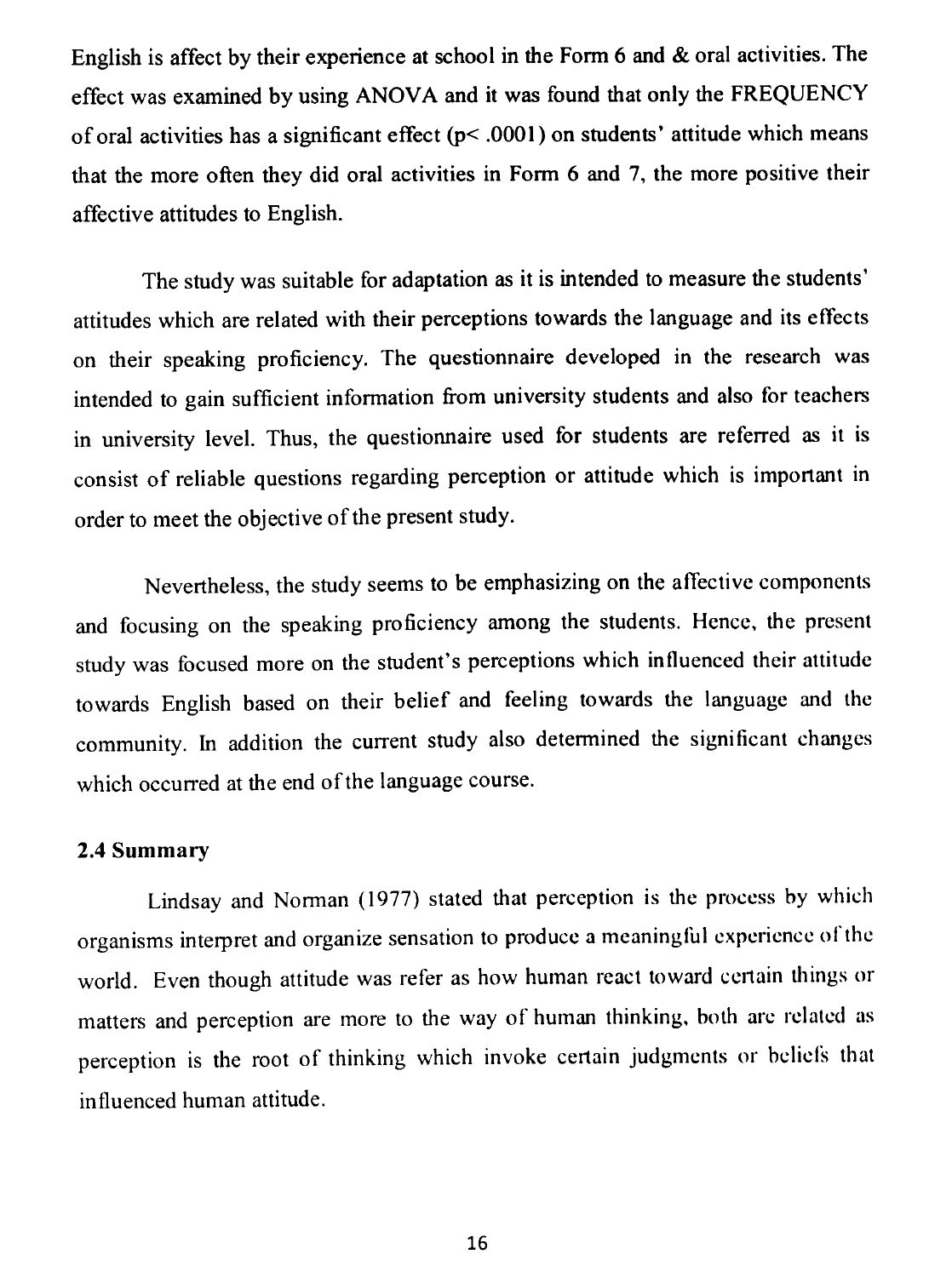English is affect by their experience at school in the Form 6 and & oral activities. The effect was examined by using ANOVA and it was found that only the FREQUENCY of oral activities has a significant effect ($p < .0001$) on students' attitude which means that the more often they did oral activities in Form 6 and 7, the more positive their affective attitudes to English.

The study was suitable for adaptation as it is intended to measure the students' attitudes which are related with their perceptions towards the language and its effects on their speaking proficiency. The questionnaire developed in the research was intended to gain sufficient information from university students and also for teachers in university level. Thus, the questionnaire used for students are referred as it is consist of reliable questions regarding perception or attitude which is important in order to meet the objective of the present study.

Nevertheless, the study seems to be emphasizing on the affective components and focusing on the speaking proficiency among the students. Hence, the present study was focused more on the student's perceptions which influenced their attitude towards English based on their belief and feeling towards the language and the community. In addition the current study also determined the significant changes which occurred at the end of the language course.

### 2.4 Summary

Lindsay and Norman (1977) stated that perception is the process by which organisms interpret and organize sensation to produce a meaningful experience of the world. Even though attitude was refer as how human react toward certain things or matters and perception are more to the way of human thinking, both are related as perception is the root of thinking which invoke certain judgments or beliefs that influenced human attitude.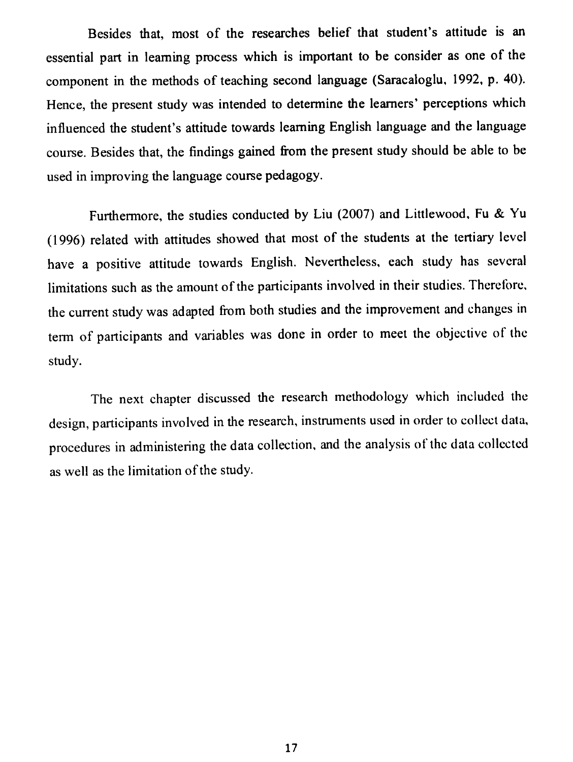Besides that, most of the researches belief that student's attitude is an essential part in learning process which is important to be consider as one of the component in the methods of teaching second language (Saracaloglu, 1992, p. 40). Hence, the present study was intended to determine the learners' perceptions which influenced the student's attitude towards learning English language and the language course. Besides that, the findings gained from the present study should be able to be used in improving the language course pedagogy.

Furthermore, the studies conducted by Liu (2007) and Littlewood, Fu & Yu (1996) related with attitudes showed that most of the students at the tertiary level have a positive attitude towards English. Nevertheless, each study has several limitations such as the amount of the participants involved in their studies. Therefore, the current study was adapted from both studies and the improvement and changes in term of participants and variables was done in order to meet the objective of the study.

The next chapter discussed the research methodology which included the design, participants involved in the research, instruments used in order to collect data, procedures in administering the data collection, and the analysis of the data collected as well as the limitation of the study.